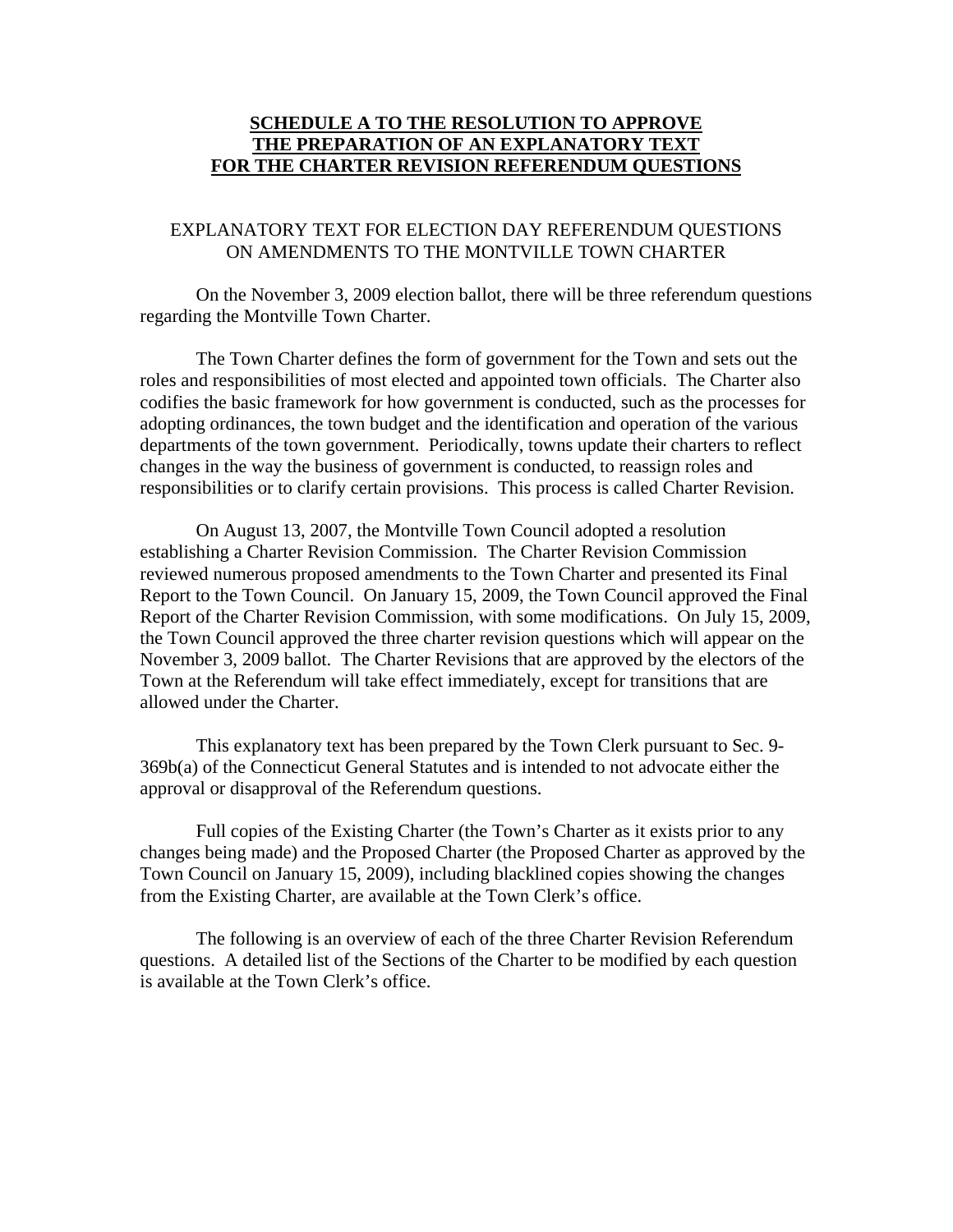# **SCHEDULE A TO THE RESOLUTION TO APPROVE THE PREPARATION OF AN EXPLANATORY TEXT FOR THE CHARTER REVISION REFERENDUM QUESTIONS**

## EXPLANATORY TEXT FOR ELECTION DAY REFERENDUM QUESTIONS ON AMENDMENTS TO THE MONTVILLE TOWN CHARTER

On the November 3, 2009 election ballot, there will be three referendum questions regarding the Montville Town Charter.

The Town Charter defines the form of government for the Town and sets out the roles and responsibilities of most elected and appointed town officials. The Charter also codifies the basic framework for how government is conducted, such as the processes for adopting ordinances, the town budget and the identification and operation of the various departments of the town government. Periodically, towns update their charters to reflect changes in the way the business of government is conducted, to reassign roles and responsibilities or to clarify certain provisions. This process is called Charter Revision.

On August 13, 2007, the Montville Town Council adopted a resolution establishing a Charter Revision Commission. The Charter Revision Commission reviewed numerous proposed amendments to the Town Charter and presented its Final Report to the Town Council. On January 15, 2009, the Town Council approved the Final Report of the Charter Revision Commission, with some modifications. On July 15, 2009, the Town Council approved the three charter revision questions which will appear on the November 3, 2009 ballot. The Charter Revisions that are approved by the electors of the Town at the Referendum will take effect immediately, except for transitions that are allowed under the Charter.

This explanatory text has been prepared by the Town Clerk pursuant to Sec. 9-369b(a) of the Connecticut General Statutes and is intended to not advocate either the approval or disapproval of the Referendum questions.

Full copies of the Existing Charter (the Town's Charter as it exists prior to any changes being made) and the Proposed Charter (the Proposed Charter as approved by the Town Council on January 15, 2009), including blacklined copies showing the changes from the Existing Charter, are available at the Town Clerk's office.

The following is an overview of each of the three Charter Revision Referendum questions. A detailed list of the Sections of the Charter to be modified by each question is available at the Town Clerk's office.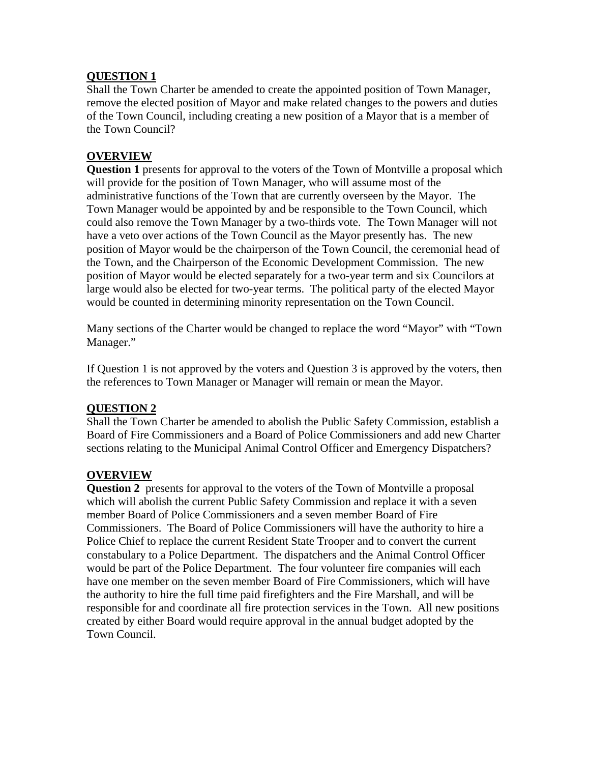**QUESTION 1**

Shall the Town Charter be amended to create the appointed position of Town Manager, remove the elected position of Mayor and make related changes to the powers and duties of the Town Council, including creating a new position of a Mayor that is a member of the Town Council?

**OVERVIEW**

**Question 1** presents for approval to the voters of the Town of Montville a proposal which will provide for the position of Town Manager, who will assume most of the administrative functions of the Town that are currently overseen by the Mayor. The Town Manager would be appointed by and be responsible to the Town Council, which could also remove the Town Manager by a two-thirds vote. The Town Manager will not have a veto over actions of the Town Council as the Mayor presently has. The new position of Mayor would be the chairperson of the Town Council, the ceremonial head of the Town, and the Chairperson of the Economic Development Commission. The new position of Mayor would be elected separately for a two-year term and six Councilors at large would also be elected for two-year terms. The political party of the elected Mayor would be counted in determining minority representation on the Town Council.

Many sections of the Charter would be changed to replace the word "Mayor" with "Town Manager."

If Question 1 is not approved by the voters and Question 3 is approved by the voters, then the references to Town Manager or Manager will remain or mean the Mayor.

**QUESTION 2**

Shall the Town Charter be amended to abolish the Public Safety Commission, establish a Board of Fire Commissioners and a Board of Police Commissioners and add new Charter sections relating to the Municipal Animal Control Officer and Emergency Dispatchers?

**OVERVIEW**

**Question 2** presents for approval to the voters of the Town of Montville a proposal which will abolish the current Public Safety Commission and replace it with a seven member Board of Police Commissioners and a seven member Board of Fire Commissioners. The Board of Police Commissioners will have the authority to hire a Police Chief to replace the current Resident State Trooper and to convert the current constabulary to a Police Department. The dispatchers and the Animal Control Officer would be part of the Police Department. The four volunteer fire companies will each have one member on the seven member Board of Fire Commissioners, which will have the authority to hire the full time paid firefighters and the Fire Marshall, and will be responsible for and coordinate all fire protection services in the Town. All new positions created by either Board would require approval in the annual budget adopted by the Town Council.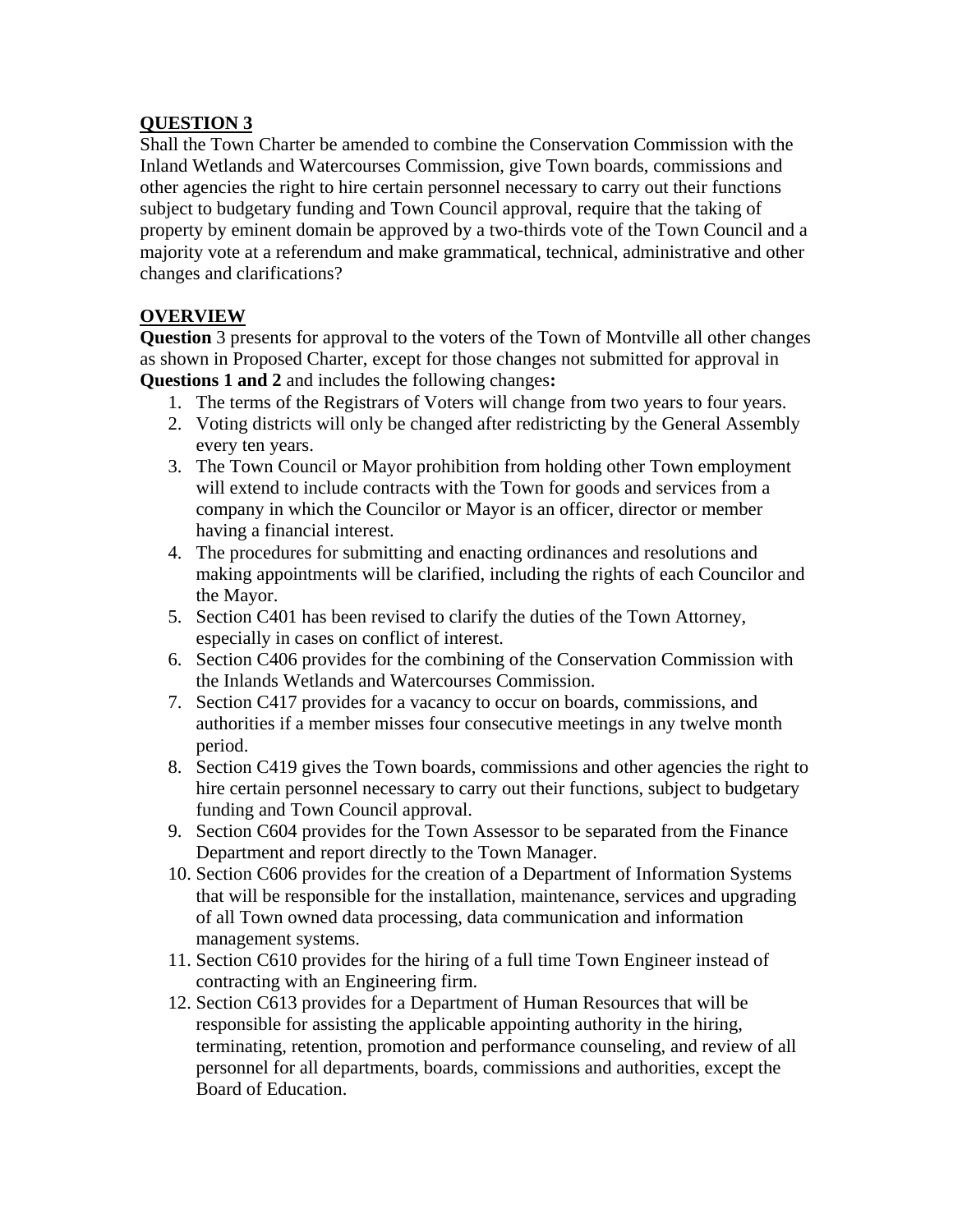**QUESTION 3**

Shall the Town Charter be amended to combine the Conservation Commission with the Inland Wetlands and Watercourses Commission, give Town boards, commissions and other agencies the right to hire certain personnel necessary to carry out their functions subject to budgetary funding and Town Council approval, require that the taking of property by eminent domain be approved by a two-thirds vote of the Town Council and a majority vote at a referendum and make grammatical, technical, administrative and other changes and clarifications?

**OVERVIEW**

**Question** 3 presents for approval to the voters of the Town of Montville all other changes as shown in Proposed Charter, except for those changes not submitted for approval in **Questions 1 and 2** and includes the following changes**:**

1. The terms of the Registrars of Voters will change from two years to four years.
2. Voting districts will only be changed after redistricting by the General Assembly every ten years.
3. The Town Council or Mayor prohibition from holding other Town employment will extend to include contracts with the Town for goods and services from a company in which the Councilor or Mayor is an officer, director or member having a financial interest.
4. The procedures for submitting and enacting ordinances and resolutions and making appointments will be clarified, including the rights of each Councilor and the Mayor.
5. Section C401 has been revised to clarify the duties of the Town Attorney, especially in cases on conflict of interest.
6. Section C406 provides for the combining of the Conservation Commission with the Inlands Wetlands and Watercourses Commission.
7. Section C417 provides for a vacancy to occur on boards, commissions, and authorities if a member misses four consecutive meetings in any twelve month period.
8. Section C419 gives the Town boards, commissions and other agencies the right to hire certain personnel necessary to carry out their functions, subject to budgetary funding and Town Council approval.
9. Section C604 provides for the Town Assessor to be separated from the Finance Department and report directly to the Town Manager.
10. Section C606 provides for the creation of a Department of Information Systems that will be responsible for the installation, maintenance, services and upgrading of all Town owned data processing, data communication and information management systems.
11. Section C610 provides for the hiring of a full time Town Engineer instead of contracting with an Engineering firm.
12. Section C613 provides for a Department of Human Resources that will be responsible for assisting the applicable appointing authority in the hiring, terminating, retention, promotion and performance counseling, and review of all personnel for all departments, boards, commissions and authorities, except the Board of Education.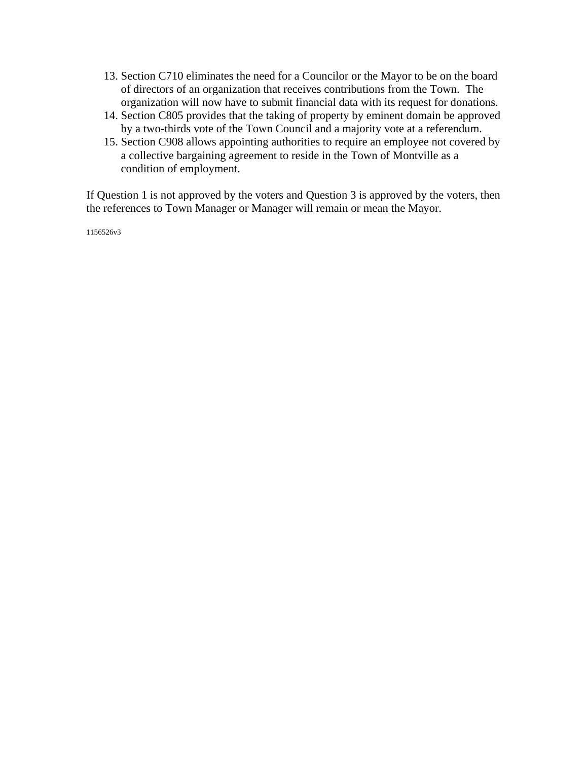13. Section C710 eliminates the need for a Councilor or the Mayor to be on the board of directors of an organization that receives contributions from the Town. The organization will now have to submit financial data with its request for donations.
14. Section C805 provides that the taking of property by eminent domain be approved by a two-thirds vote of the Town Council and a majority vote at a referendum.
15. Section C908 allows appointing authorities to require an employee not covered by a collective bargaining agreement to reside in the Town of Montville as a condition of employment.

If Question 1 is not approved by the voters and Question 3 is approved by the voters, then the references to Town Manager or Manager will remain or mean the Mayor.

1156526v3